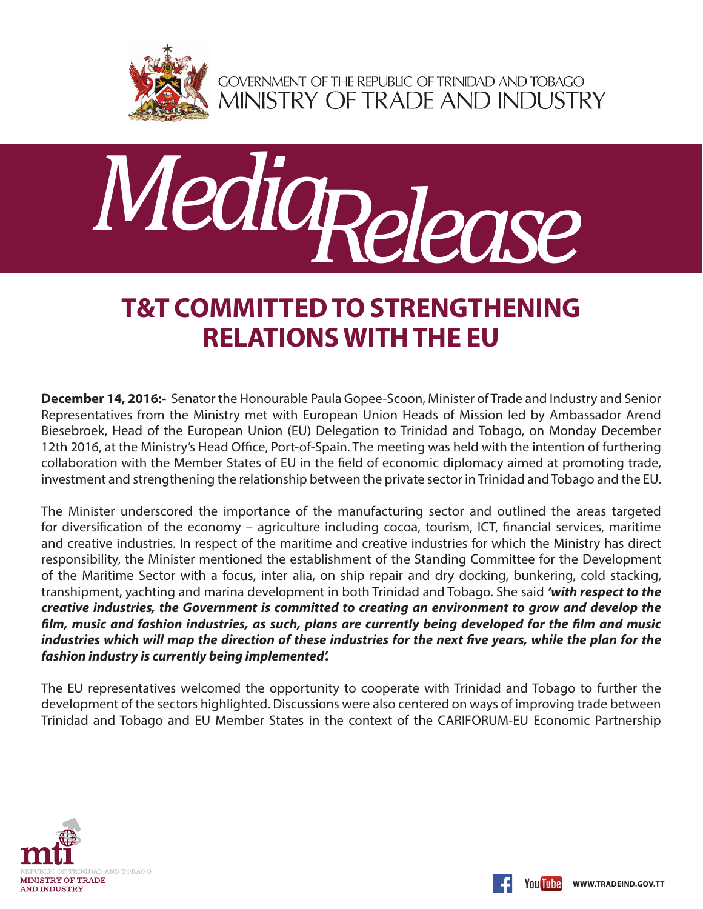GOVERNMENT OF THE REPUBLIC OF TRINIDAD AND TOBAGO
MINISTRY OF TRADE AND INDUSTRY

# Media Release

## T&T COMMITTED TO STRENGTHENING RELATIONS WITH THE EU

**December 14, 2016:-** Senator the Honourable Paula Gopee-Scoon, Minister of Trade and Industry and Senior Representatives from the Ministry met with European Union Heads of Mission led by Ambassador Arend Biesebroek, Head of the European Union (EU) Delegation to Trinidad and Tobago, on Monday December 12th 2016, at the Ministry's Head Office, Port-of-Spain. The meeting was held with the intention of furthering collaboration with the Member States of EU in the field of economic diplomacy aimed at promoting trade, investment and strengthening the relationship between the private sector in Trinidad and Tobago and the EU.

The Minister underscored the importance of the manufacturing sector and outlined the areas targeted for diversification of the economy – agriculture including cocoa, tourism, ICT, financial services, maritime and creative industries. In respect of the maritime and creative industries for which the Ministry has direct responsibility, the Minister mentioned the establishment of the Standing Committee for the Development of the Maritime Sector with a focus, inter alia, on ship repair and dry docking, bunkering, cold stacking, transhipment, yachting and marina development in both Trinidad and Tobago. She said ***'with respect to the creative industries, the Government is committed to creating an environment to grow and develop the film, music and fashion industries, as such, plans are currently being developed for the film and music industries which will map the direction of these industries for the next five years, while the plan for the fashion industry is currently being implemented'.***

The EU representatives welcomed the opportunity to cooperate with Trinidad and Tobago to further the development of the sectors highlighted. Discussions were also centered on ways of improving trade between Trinidad and Tobago and EU Member States in the context of the CARIFORUM-EU Economic Partnership

mti
REPUBLIC OF TRINIDAD AND TOBAGO
MINISTRY OF TRADE AND INDUSTRY

WWW.TRADEIND.GOV.TT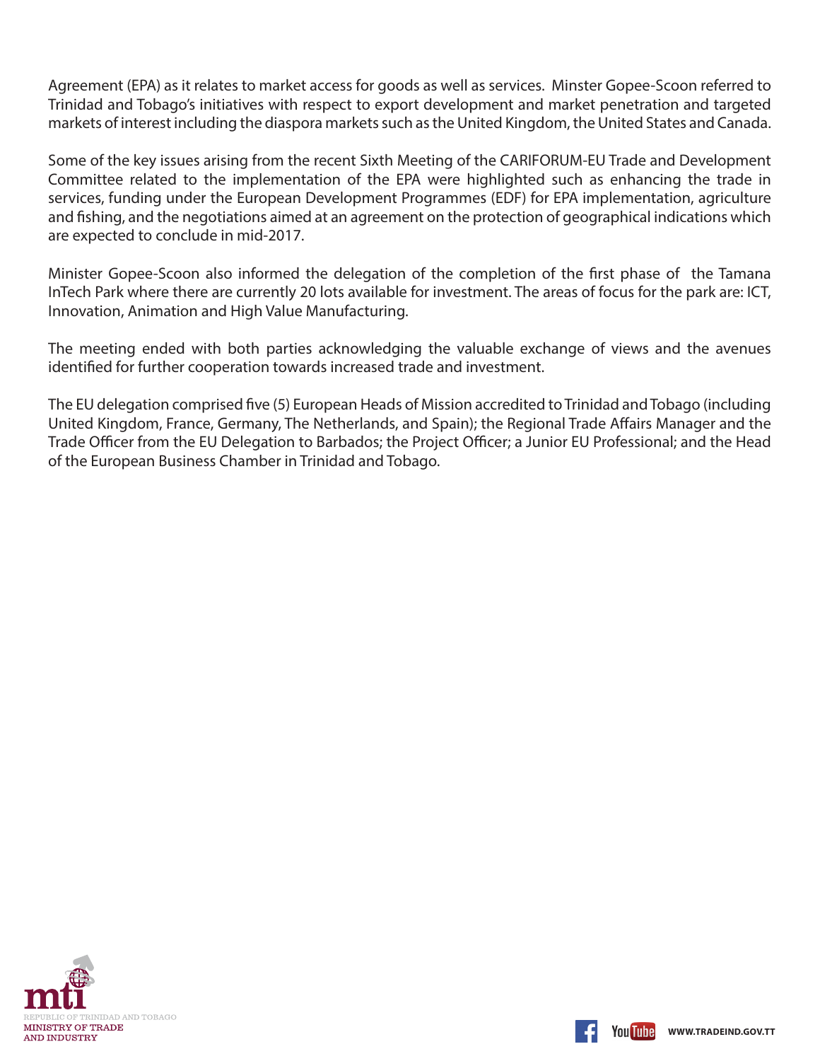Agreement (EPA) as it relates to market access for goods as well as services. Minster Gopee-Scoon referred to Trinidad and Tobago's initiatives with respect to export development and market penetration and targeted markets of interest including the diaspora markets such as the United Kingdom, the United States and Canada.

Some of the key issues arising from the recent Sixth Meeting of the CARIFORUM-EU Trade and Development Committee related to the implementation of the EPA were highlighted such as enhancing the trade in services, funding under the European Development Programmes (EDF) for EPA implementation, agriculture and fishing, and the negotiations aimed at an agreement on the protection of geographical indications which are expected to conclude in mid-2017.

Minister Gopee-Scoon also informed the delegation of the completion of the first phase of the Tamana InTech Park where there are currently 20 lots available for investment. The areas of focus for the park are: ICT, Innovation, Animation and High Value Manufacturing.

The meeting ended with both parties acknowledging the valuable exchange of views and the avenues identified for further cooperation towards increased trade and investment.

The EU delegation comprised five (5) European Heads of Mission accredited to Trinidad and Tobago (including United Kingdom, France, Germany, The Netherlands, and Spain); the Regional Trade Affairs Manager and the Trade Officer from the EU Delegation to Barbados; the Project Officer; a Junior EU Professional; and the Head of the European Business Chamber in Trinidad and Tobago.